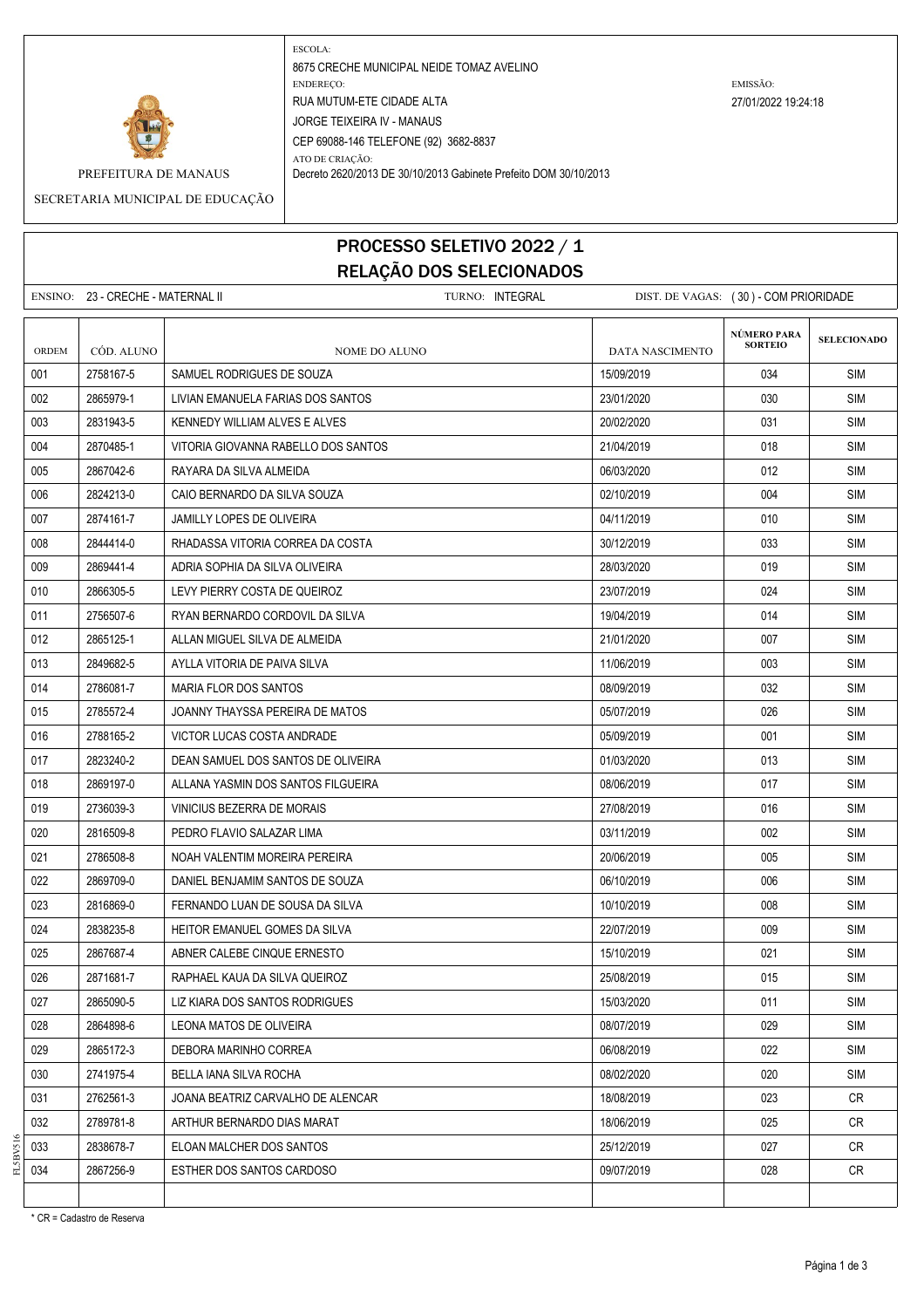PREFEITURA DE MANAUS

SECRETARIA MUNICIPAL DE EDUCAÇÃO

ESCOLA:
8675 CRECHE MUNICIPAL NEIDE TOMAZ AVELINO

ENDEREÇO:
RUA MUTUM-ETE CIDADE ALTA
JORGE TEIXEIRA IV - MANAUS
CEP 69088-146 TELEFONE (92) 3682-8837

ATO DE CRIAÇÃO:
Decreto 2620/2013 DE 30/10/2013 Gabinete Prefeito DOM 30/10/2013

EMISSÃO:
27/01/2022 19:24:18

# PROCESSO SELETIVO 2022 / 1
## RELAÇÃO DOS SELECIONADOS

ENSINO: 23 - CRECHE - MATERNAL II TURNO: INTEGRAL DIST. DE VAGAS: ( 30 ) - COM PRIORIDADE

| ORDEM | CÓD. ALUNO | NOME DO ALUNO | DATA NASCIMENTO | NÚMERO PARA SORTEIO | SELECIONADO |
|---|---|---|---|---|---|
| 001 | 2758167-5 | SAMUEL RODRIGUES DE SOUZA | 15/09/2019 | 034 | SIM |
| 002 | 2865979-1 | LIVIAN EMANUELA FARIAS DOS SANTOS | 23/01/2020 | 030 | SIM |
| 003 | 2831943-5 | KENNEDY WILLIAM ALVES E ALVES | 20/02/2020 | 031 | SIM |
| 004 | 2870485-1 | VITORIA GIOVANNA RABELLO DOS SANTOS | 21/04/2019 | 018 | SIM |
| 005 | 2867042-6 | RAYARA DA SILVA ALMEIDA | 06/03/2020 | 012 | SIM |
| 006 | 2824213-0 | CAIO BERNARDO DA SILVA SOUZA | 02/10/2019 | 004 | SIM |
| 007 | 2874161-7 | JAMILLY LOPES DE OLIVEIRA | 04/11/2019 | 010 | SIM |
| 008 | 2844414-0 | RHADASSA VITORIA CORREA DA COSTA | 30/12/2019 | 033 | SIM |
| 009 | 2869441-4 | ADRIA SOPHIA DA SILVA OLIVEIRA | 28/03/2020 | 019 | SIM |
| 010 | 2866305-5 | LEVY PIERRY COSTA DE QUEIROZ | 23/07/2019 | 024 | SIM |
| 011 | 2756507-6 | RYAN BERNARDO CORDOVIL DA SILVA | 19/04/2019 | 014 | SIM |
| 012 | 2865125-1 | ALLAN MIGUEL SILVA DE ALMEIDA | 21/01/2020 | 007 | SIM |
| 013 | 2849682-5 | AYLLA VITORIA DE PAIVA SILVA | 11/06/2019 | 003 | SIM |
| 014 | 2786081-7 | MARIA FLOR DOS SANTOS | 08/09/2019 | 032 | SIM |
| 015 | 2785572-4 | JOANNY THAYSSA PEREIRA DE MATOS | 05/07/2019 | 026 | SIM |
| 016 | 2788165-2 | VICTOR LUCAS COSTA ANDRADE | 05/09/2019 | 001 | SIM |
| 017 | 2823240-2 | DEAN SAMUEL DOS SANTOS DE OLIVEIRA | 01/03/2020 | 013 | SIM |
| 018 | 2869197-0 | ALLANA YASMIN DOS SANTOS FILGUEIRA | 08/06/2019 | 017 | SIM |
| 019 | 2736039-3 | VINICIUS BEZERRA DE MORAIS | 27/08/2019 | 016 | SIM |
| 020 | 2816509-8 | PEDRO FLAVIO SALAZAR LIMA | 03/11/2019 | 002 | SIM |
| 021 | 2786508-8 | NOAH VALENTIM MOREIRA PEREIRA | 20/06/2019 | 005 | SIM |
| 022 | 2869709-0 | DANIEL BENJAMIM SANTOS DE SOUZA | 06/10/2019 | 006 | SIM |
| 023 | 2816869-0 | FERNANDO LUAN DE SOUSA DA SILVA | 10/10/2019 | 008 | SIM |
| 024 | 2838235-8 | HEITOR EMANUEL GOMES DA SILVA | 22/07/2019 | 009 | SIM |
| 025 | 2867687-4 | ABNER CALEBE CINQUE ERNESTO | 15/10/2019 | 021 | SIM |
| 026 | 2871681-7 | RAPHAEL KAUA DA SILVA QUEIROZ | 25/08/2019 | 015 | SIM |
| 027 | 2865090-5 | LIZ KIARA DOS SANTOS RODRIGUES | 15/03/2020 | 011 | SIM |
| 028 | 2864898-6 | LEONA MATOS DE OLIVEIRA | 08/07/2019 | 029 | SIM |
| 029 | 2865172-3 | DEBORA MARINHO CORREA | 06/08/2019 | 022 | SIM |
| 030 | 2741975-4 | BELLA IANA SILVA ROCHA | 08/02/2020 | 020 | SIM |
| 031 | 2762561-3 | JOANA BEATRIZ CARVALHO DE ALENCAR | 18/08/2019 | 023 | CR |
| 032 | 2789781-8 | ARTHUR BERNARDO DIAS MARAT | 18/06/2019 | 025 | CR |
| 033 | 2838678-7 | ELOAN MALCHER DOS SANTOS | 25/12/2019 | 027 | CR |
| 034 | 2867256-9 | ESTHER DOS SANTOS CARDOSO | 09/07/2019 | 028 | CR |

* CR = Cadastro de Reserva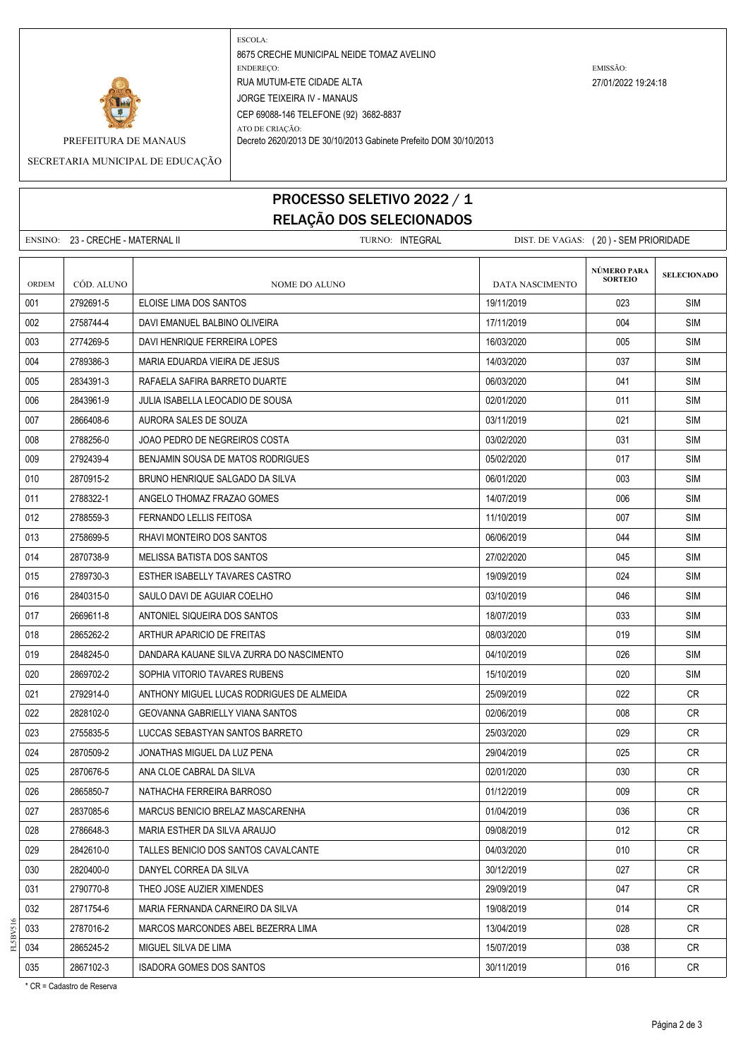PREFEITURA DE MANAUS

SECRETARIA MUNICIPAL DE EDUCAÇÃO

ESCOLA:
8675 CRECHE MUNICIPAL NEIDE TOMAZ AVELINO

ENDEREÇO:
RUA MUTUM-ETE CIDADE ALTA
JORGE TEIXEIRA IV - MANAUS
CEP 69088-146 TELEFONE (92) 3682-8837

ATO DE CRIAÇÃO:
Decreto 2620/2013 DE 30/10/2013 Gabinete Prefeito DOM 30/10/2013

EMISSÃO:
27/01/2022 19:24:18

# PROCESSO SELETIVO 2022 / 1
## RELAÇÃO DOS SELECIONADOS

ENSINO: 23 - CRECHE - MATERNAL II | TURNO: INTEGRAL | DIST. DE VAGAS: ( 20 ) - SEM PRIORIDADE

| ORDEM | CÓD. ALUNO | NOME DO ALUNO | DATA NASCIMENTO | NÚMERO PARA SORTEIO | SELECIONADO |
|---|---|---|---|---|---|
| 001 | 2792691-5 | ELOISE LIMA DOS SANTOS | 19/11/2019 | 023 | SIM |
| 002 | 2758744-4 | DAVI EMANUEL BALBINO OLIVEIRA | 17/11/2019 | 004 | SIM |
| 003 | 2774269-5 | DAVI HENRIQUE FERREIRA LOPES | 16/03/2020 | 005 | SIM |
| 004 | 2789386-3 | MARIA EDUARDA VIEIRA DE JESUS | 14/03/2020 | 037 | SIM |
| 005 | 2834391-3 | RAFAELA SAFIRA BARRETO DUARTE | 06/03/2020 | 041 | SIM |
| 006 | 2843961-9 | JULIA ISABELLA LEOCADIO DE SOUSA | 02/01/2020 | 011 | SIM |
| 007 | 2866408-6 | AURORA SALES DE SOUZA | 03/11/2019 | 021 | SIM |
| 008 | 2788256-0 | JOAO PEDRO DE NEGREIROS COSTA | 03/02/2020 | 031 | SIM |
| 009 | 2792439-4 | BENJAMIN SOUSA DE MATOS RODRIGUES | 05/02/2020 | 017 | SIM |
| 010 | 2870915-2 | BRUNO HENRIQUE SALGADO DA SILVA | 06/01/2020 | 003 | SIM |
| 011 | 2788322-1 | ANGELO THOMAZ FRAZAO GOMES | 14/07/2019 | 006 | SIM |
| 012 | 2788559-3 | FERNANDO LELLIS FEITOSA | 11/10/2019 | 007 | SIM |
| 013 | 2758699-5 | RHAVI MONTEIRO DOS SANTOS | 06/06/2019 | 044 | SIM |
| 014 | 2870738-9 | MELISSA BATISTA DOS SANTOS | 27/02/2020 | 045 | SIM |
| 015 | 2789730-3 | ESTHER ISABELLY TAVARES CASTRO | 19/09/2019 | 024 | SIM |
| 016 | 2840315-0 | SAULO DAVI DE AGUIAR COELHO | 03/10/2019 | 046 | SIM |
| 017 | 2669611-8 | ANTONIEL SIQUEIRA DOS SANTOS | 18/07/2019 | 033 | SIM |
| 018 | 2865262-2 | ARTHUR APARICIO DE FREITAS | 08/03/2020 | 019 | SIM |
| 019 | 2848245-0 | DANDARA KAUANE SILVA ZURRA DO NASCIMENTO | 04/10/2019 | 026 | SIM |
| 020 | 2869702-2 | SOPHIA VITORIO TAVARES RUBENS | 15/10/2019 | 020 | SIM |
| 021 | 2792914-0 | ANTHONY MIGUEL LUCAS RODRIGUES DE ALMEIDA | 25/09/2019 | 022 | CR |
| 022 | 2828102-0 | GEOVANNA GABRIELLY VIANA SANTOS | 02/06/2019 | 008 | CR |
| 023 | 2755835-5 | LUCCAS SEBASTYAN SANTOS BARRETO | 25/03/2020 | 029 | CR |
| 024 | 2870509-2 | JONATHAS MIGUEL DA LUZ PENA | 29/04/2019 | 025 | CR |
| 025 | 2870676-5 | ANA CLOE CABRAL DA SILVA | 02/01/2020 | 030 | CR |
| 026 | 2865850-7 | NATHACHA FERREIRA BARROSO | 01/12/2019 | 009 | CR |
| 027 | 2837085-6 | MARCUS BENICIO BRELAZ MASCARENHA | 01/04/2019 | 036 | CR |
| 028 | 2786648-3 | MARIA ESTHER DA SILVA ARAUJO | 09/08/2019 | 012 | CR |
| 029 | 2842610-0 | TALLES BENICIO DOS SANTOS CAVALCANTE | 04/03/2020 | 010 | CR |
| 030 | 2820400-0 | DANYEL CORREA DA SILVA | 30/12/2019 | 027 | CR |
| 031 | 2790770-8 | THEO JOSE AUZIER XIMENDES | 29/09/2019 | 047 | CR |
| 032 | 2871754-6 | MARIA FERNANDA CARNEIRO DA SILVA | 19/08/2019 | 014 | CR |
| 033 | 2787016-2 | MARCOS MARCONDES ABEL BEZERRA LIMA | 13/04/2019 | 028 | CR |
| 034 | 2865245-2 | MIGUEL SILVA DE LIMA | 15/07/2019 | 038 | CR |
| 035 | 2867102-3 | ISADORA GOMES DOS SANTOS | 30/11/2019 | 016 | CR |

\* CR = Cadastro de Reserva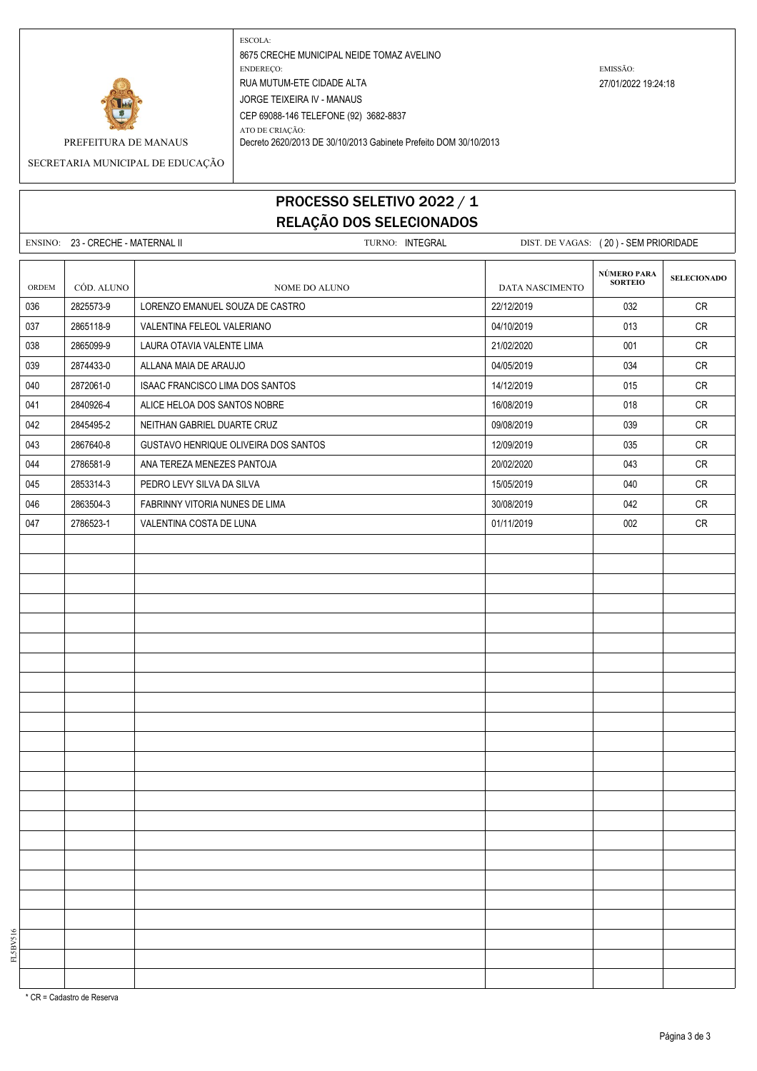PREFEITURA DE MANAUS

SECRETARIA MUNICIPAL DE EDUCAÇÃO

ESCOLA:
8675 CRECHE MUNICIPAL NEIDE TOMAZ AVELINO

ENDEREÇO:
RUA MUTUM-ETE CIDADE ALTA
JORGE TEIXEIRA IV - MANAUS
CEP 69088-146 TELEFONE (92) 3682-8837

ATO DE CRIAÇÃO:
Decreto 2620/2013 DE 30/10/2013 Gabinete Prefeito DOM 30/10/2013

EMISSÃO:
27/01/2022 19:24:18

# PROCESSO SELETIVO 2022 / 1
## RELAÇÃO DOS SELECIONADOS

ENSINO: 23 - CRECHE - MATERNAL II | TURNO: INTEGRAL | DIST. DE VAGAS: ( 20 ) - SEM PRIORIDADE

| ORDEM | CÓD. ALUNO | NOME DO ALUNO | DATA NASCIMENTO | NÚMERO PARA SORTEIO | SELECIONADO |
|---|---|---|---|---|---|
| 036 | 2825573-9 | LORENZO EMANUEL SOUZA DE CASTRO | 22/12/2019 | 032 | CR |
| 037 | 2865118-9 | VALENTINA FELEOL VALERIANO | 04/10/2019 | 013 | CR |
| 038 | 2865099-9 | LAURA OTAVIA VALENTE LIMA | 21/02/2020 | 001 | CR |
| 039 | 2874433-0 | ALLANA MAIA DE ARAUJO | 04/05/2019 | 034 | CR |
| 040 | 2872061-0 | ISAAC FRANCISCO LIMA DOS SANTOS | 14/12/2019 | 015 | CR |
| 041 | 2840926-4 | ALICE HELOA DOS SANTOS NOBRE | 16/08/2019 | 018 | CR |
| 042 | 2845495-2 | NEITHAN GABRIEL DUARTE CRUZ | 09/08/2019 | 039 | CR |
| 043 | 2867640-8 | GUSTAVO HENRIQUE OLIVEIRA DOS SANTOS | 12/09/2019 | 035 | CR |
| 044 | 2786581-9 | ANA TEREZA MENEZES PANTOJA | 20/02/2020 | 043 | CR |
| 045 | 2853314-3 | PEDRO LEVY SILVA DA SILVA | 15/05/2019 | 040 | CR |
| 046 | 2863504-3 | FABRINNY VITORIA NUNES DE LIMA | 30/08/2019 | 042 | CR |
| 047 | 2786523-1 | VALENTINA COSTA DE LUNA | 01/11/2019 | 002 | CR |

\* CR = Cadastro de Reserva